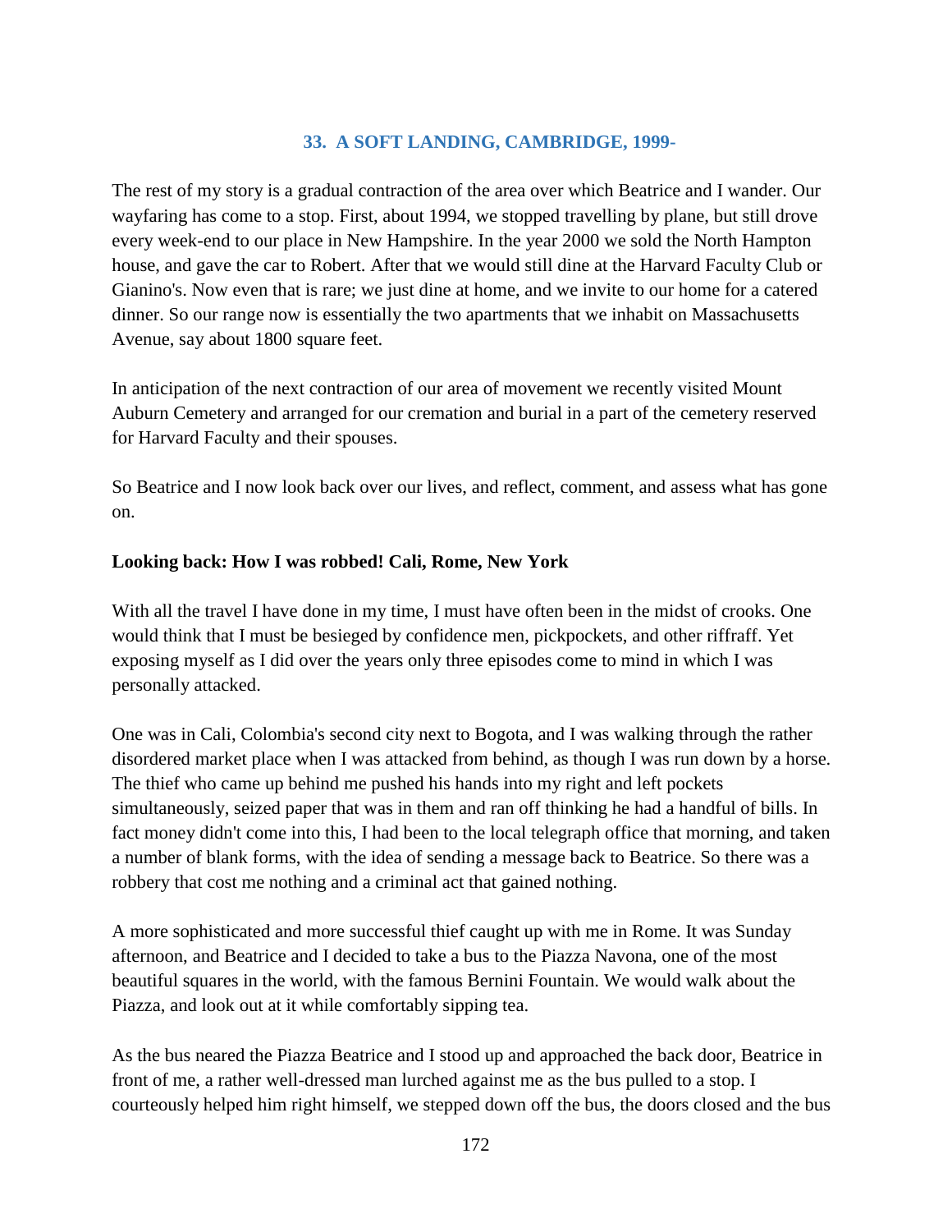## 33. A SOFT LANDING, CAMBRIDGE, 1999-

The rest of my story is a gradual contraction of the area over which Beatrice and I wander. Our wayfaring has come to a stop. First, about 1994, we stopped travelling by plane, but still drove every week-end to our place in New Hampshire. In the year 2000 we sold the North Hampton house, and gave the car to Robert. After that we would still dine at the Harvard Faculty Club or Gianino's. Now even that is rare; we just dine at home, and we invite to our home for a catered dinner. So our range now is essentially the two apartments that we inhabit on Massachusetts Avenue, say about 1800 square feet.

In anticipation of the next contraction of our area of movement we recently visited Mount Auburn Cemetery and arranged for our cremation and burial in a part of the cemetery reserved for Harvard Faculty and their spouses.

So Beatrice and I now look back over our lives, and reflect, comment, and assess what has gone on.

**Looking back: How I was robbed! Cali, Rome, New York**

With all the travel I have done in my time, I must have often been in the midst of crooks. One would think that I must be besieged by confidence men, pickpockets, and other riffraff. Yet exposing myself as I did over the years only three episodes come to mind in which I was personally attacked.

One was in Cali, Colombia's second city next to Bogota, and I was walking through the rather disordered market place when I was attacked from behind, as though I was run down by a horse. The thief who came up behind me pushed his hands into my right and left pockets simultaneously, seized paper that was in them and ran off thinking he had a handful of bills. In fact money didn't come into this, I had been to the local telegraph office that morning, and taken a number of blank forms, with the idea of sending a message back to Beatrice. So there was a robbery that cost me nothing and a criminal act that gained nothing.

A more sophisticated and more successful thief caught up with me in Rome. It was Sunday afternoon, and Beatrice and I decided to take a bus to the Piazza Navona, one of the most beautiful squares in the world, with the famous Bernini Fountain. We would walk about the Piazza, and look out at it while comfortably sipping tea.

As the bus neared the Piazza Beatrice and I stood up and approached the back door, Beatrice in front of me, a rather well-dressed man lurched against me as the bus pulled to a stop. I courteously helped him right himself, we stepped down off the bus, the doors closed and the bus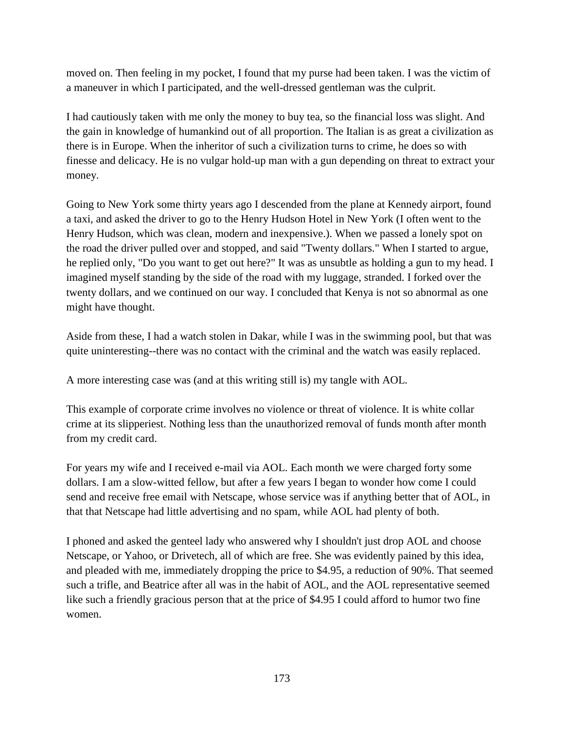moved on. Then feeling in my pocket, I found that my purse had been taken. I was the victim of a maneuver in which I participated, and the well-dressed gentleman was the culprit.

I had cautiously taken with me only the money to buy tea, so the financial loss was slight. And the gain in knowledge of humankind out of all proportion. The Italian is as great a civilization as there is in Europe. When the inheritor of such a civilization turns to crime, he does so with finesse and delicacy. He is no vulgar hold-up man with a gun depending on threat to extract your money.

Going to New York some thirty years ago I descended from the plane at Kennedy airport, found a taxi, and asked the driver to go to the Henry Hudson Hotel in New York (I often went to the Henry Hudson, which was clean, modern and inexpensive.). When we passed a lonely spot on the road the driver pulled over and stopped, and said "Twenty dollars." When I started to argue, he replied only, "Do you want to get out here?" It was as unsubtle as holding a gun to my head. I imagined myself standing by the side of the road with my luggage, stranded. I forked over the twenty dollars, and we continued on our way. I concluded that Kenya is not so abnormal as one might have thought.

Aside from these, I had a watch stolen in Dakar, while I was in the swimming pool, but that was quite uninteresting--there was no contact with the criminal and the watch was easily replaced.

A more interesting case was (and at this writing still is) my tangle with AOL.

This example of corporate crime involves no violence or threat of violence. It is white collar crime at its slipperiest. Nothing less than the unauthorized removal of funds month after month from my credit card.

For years my wife and I received e-mail via AOL. Each month we were charged forty some dollars. I am a slow-witted fellow, but after a few years I began to wonder how come I could send and receive free email with Netscape, whose service was if anything better that of AOL, in that that Netscape had little advertising and no spam, while AOL had plenty of both.

I phoned and asked the genteel lady who answered why I shouldn't just drop AOL and choose Netscape, or Yahoo, or Drivetech, all of which are free. She was evidently pained by this idea, and pleaded with me, immediately dropping the price to $4.95, a reduction of 90%. That seemed such a trifle, and Beatrice after all was in the habit of AOL, and the AOL representative seemed like such a friendly gracious person that at the price of $4.95 I could afford to humor two fine women.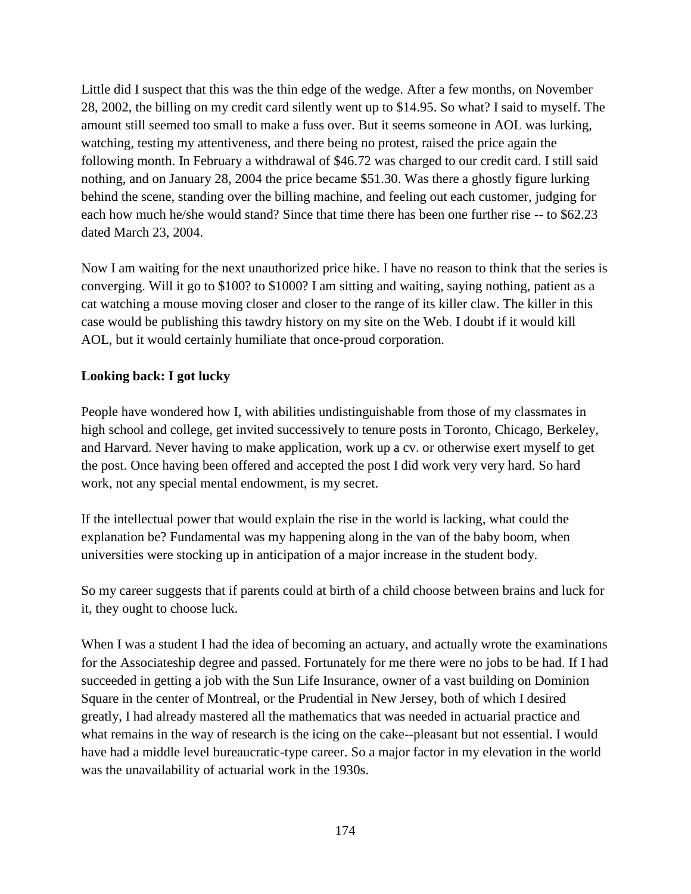Little did I suspect that this was the thin edge of the wedge. After a few months, on November 28, 2002, the billing on my credit card silently went up to $14.95. So what? I said to myself. The amount still seemed too small to make a fuss over. But it seems someone in AOL was lurking, watching, testing my attentiveness, and there being no protest, raised the price again the following month. In February a withdrawal of $46.72 was charged to our credit card. I still said nothing, and on January 28, 2004 the price became $51.30. Was there a ghostly figure lurking behind the scene, standing over the billing machine, and feeling out each customer, judging for each how much he/she would stand? Since that time there has been one further rise -- to $62.23 dated March 23, 2004.

Now I am waiting for the next unauthorized price hike. I have no reason to think that the series is converging. Will it go to $100? to $1000? I am sitting and waiting, saying nothing, patient as a cat watching a mouse moving closer and closer to the range of its killer claw. The killer in this case would be publishing this tawdry history on my site on the Web. I doubt if it would kill AOL, but it would certainly humiliate that once-proud corporation.

**Looking back: I got lucky**

People have wondered how I, with abilities undistinguishable from those of my classmates in high school and college, get invited successively to tenure posts in Toronto, Chicago, Berkeley, and Harvard. Never having to make application, work up a cv. or otherwise exert myself to get the post. Once having been offered and accepted the post I did work very very hard. So hard work, not any special mental endowment, is my secret.

If the intellectual power that would explain the rise in the world is lacking, what could the explanation be? Fundamental was my happening along in the van of the baby boom, when universities were stocking up in anticipation of a major increase in the student body.

So my career suggests that if parents could at birth of a child choose between brains and luck for it, they ought to choose luck.

When I was a student I had the idea of becoming an actuary, and actually wrote the examinations for the Associateship degree and passed. Fortunately for me there were no jobs to be had. If I had succeeded in getting a job with the Sun Life Insurance, owner of a vast building on Dominion Square in the center of Montreal, or the Prudential in New Jersey, both of which I desired greatly, I had already mastered all the mathematics that was needed in actuarial practice and what remains in the way of research is the icing on the cake--pleasant but not essential. I would have had a middle level bureaucratic-type career. So a major factor in my elevation in the world was the unavailability of actuarial work in the 1930s.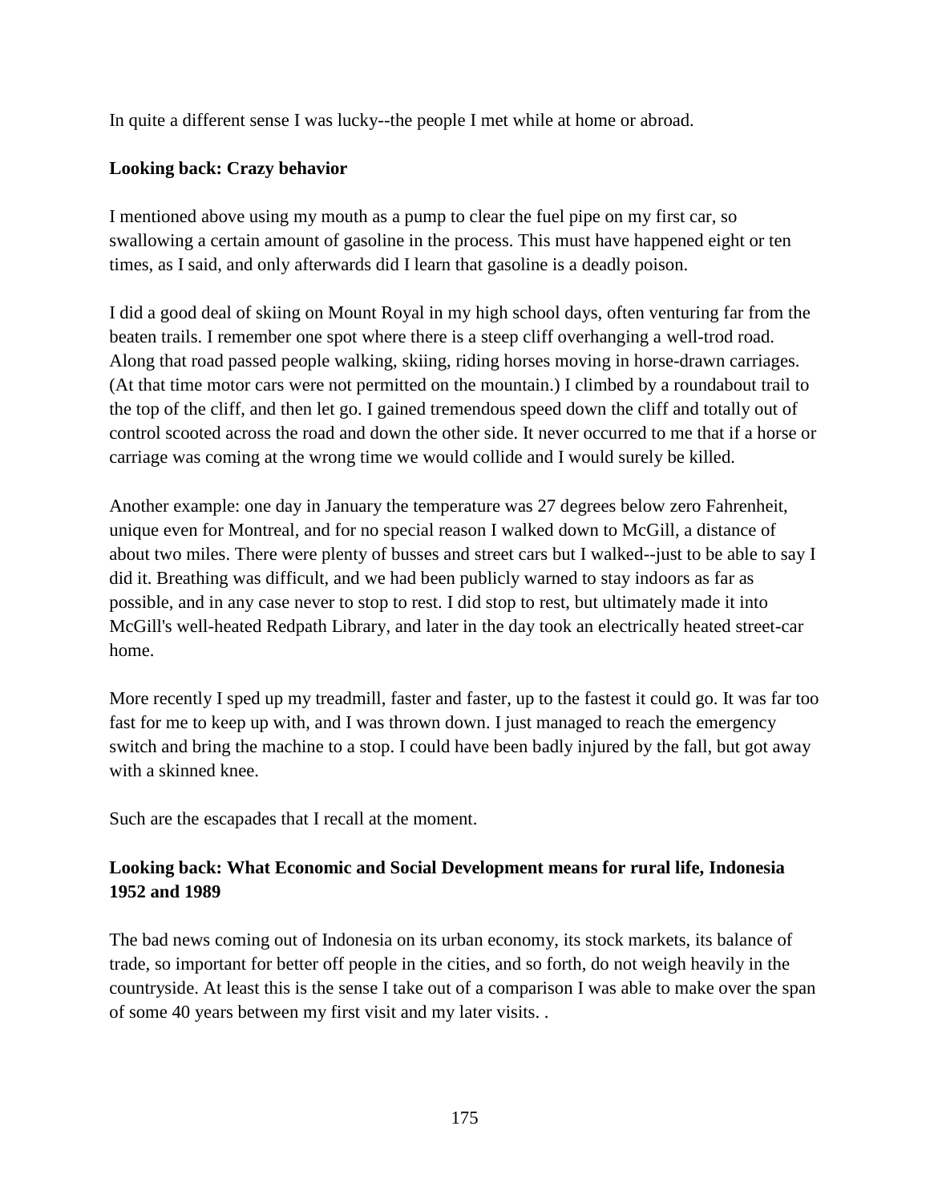In quite a different sense I was lucky--the people I met while at home or abroad.

**Looking back: Crazy behavior**

I mentioned above using my mouth as a pump to clear the fuel pipe on my first car, so swallowing a certain amount of gasoline in the process. This must have happened eight or ten times, as I said, and only afterwards did I learn that gasoline is a deadly poison.

I did a good deal of skiing on Mount Royal in my high school days, often venturing far from the beaten trails. I remember one spot where there is a steep cliff overhanging a well-trod road. Along that road passed people walking, skiing, riding horses moving in horse-drawn carriages. (At that time motor cars were not permitted on the mountain.) I climbed by a roundabout trail to the top of the cliff, and then let go. I gained tremendous speed down the cliff and totally out of control scooted across the road and down the other side. It never occurred to me that if a horse or carriage was coming at the wrong time we would collide and I would surely be killed.

Another example: one day in January the temperature was 27 degrees below zero Fahrenheit, unique even for Montreal, and for no special reason I walked down to McGill, a distance of about two miles. There were plenty of busses and street cars but I walked--just to be able to say I did it. Breathing was difficult, and we had been publicly warned to stay indoors as far as possible, and in any case never to stop to rest. I did stop to rest, but ultimately made it into McGill's well-heated Redpath Library, and later in the day took an electrically heated street-car home.

More recently I sped up my treadmill, faster and faster, up to the fastest it could go. It was far too fast for me to keep up with, and I was thrown down. I just managed to reach the emergency switch and bring the machine to a stop. I could have been badly injured by the fall, but got away with a skinned knee.

Such are the escapades that I recall at the moment.

**Looking back: What Economic and Social Development means for rural life, Indonesia 1952 and 1989**

The bad news coming out of Indonesia on its urban economy, its stock markets, its balance of trade, so important for better off people in the cities, and so forth, do not weigh heavily in the countryside. At least this is the sense I take out of a comparison I was able to make over the span of some 40 years between my first visit and my later visits. .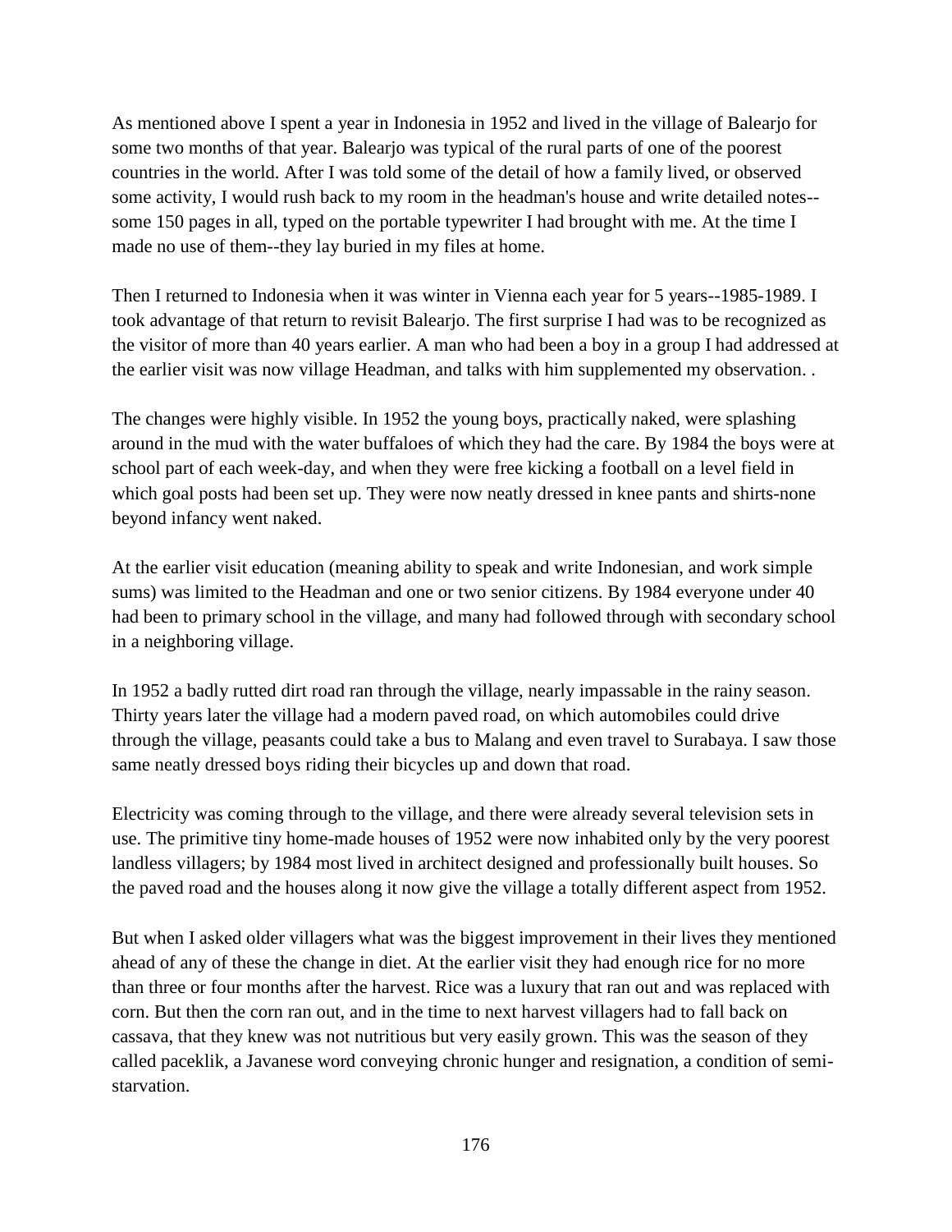As mentioned above I spent a year in Indonesia in 1952 and lived in the village of Balearjo for some two months of that year. Balearjo was typical of the rural parts of one of the poorest countries in the world. After I was told some of the detail of how a family lived, or observed some activity, I would rush back to my room in the headman's house and write detailed notes--some 150 pages in all, typed on the portable typewriter I had brought with me. At the time I made no use of them--they lay buried in my files at home.

Then I returned to Indonesia when it was winter in Vienna each year for 5 years--1985-1989. I took advantage of that return to revisit Balearjo. The first surprise I had was to be recognized as the visitor of more than 40 years earlier. A man who had been a boy in a group I had addressed at the earlier visit was now village Headman, and talks with him supplemented my observation. .

The changes were highly visible. In 1952 the young boys, practically naked, were splashing around in the mud with the water buffaloes of which they had the care. By 1984 the boys were at school part of each week-day, and when they were free kicking a football on a level field in which goal posts had been set up. They were now neatly dressed in knee pants and shirts-none beyond infancy went naked.

At the earlier visit education (meaning ability to speak and write Indonesian, and work simple sums) was limited to the Headman and one or two senior citizens. By 1984 everyone under 40 had been to primary school in the village, and many had followed through with secondary school in a neighboring village.

In 1952 a badly rutted dirt road ran through the village, nearly impassable in the rainy season. Thirty years later the village had a modern paved road, on which automobiles could drive through the village, peasants could take a bus to Malang and even travel to Surabaya. I saw those same neatly dressed boys riding their bicycles up and down that road.

Electricity was coming through to the village, and there were already several television sets in use. The primitive tiny home-made houses of 1952 were now inhabited only by the very poorest landless villagers; by 1984 most lived in architect designed and professionally built houses. So the paved road and the houses along it now give the village a totally different aspect from 1952.

But when I asked older villagers what was the biggest improvement in their lives they mentioned ahead of any of these the change in diet. At the earlier visit they had enough rice for no more than three or four months after the harvest. Rice was a luxury that ran out and was replaced with corn. But then the corn ran out, and in the time to next harvest villagers had to fall back on cassava, that they knew was not nutritious but very easily grown. This was the season of they called paceklik, a Javanese word conveying chronic hunger and resignation, a condition of semi-starvation.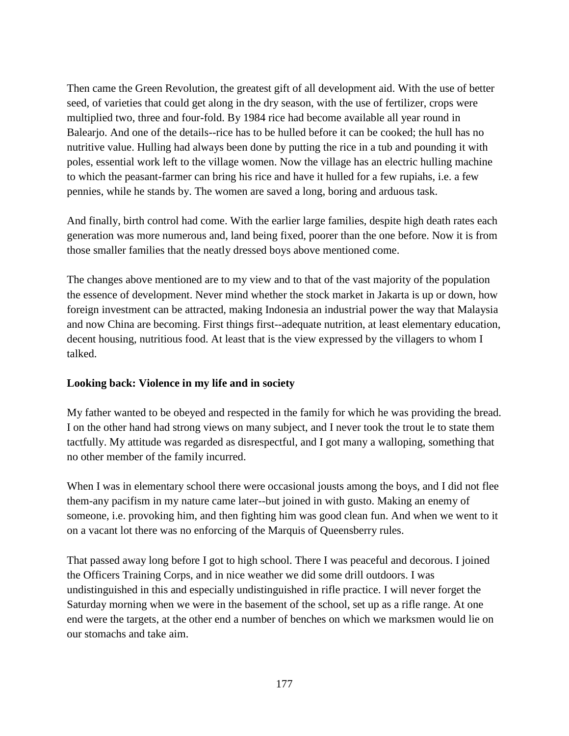Then came the Green Revolution, the greatest gift of all development aid. With the use of better seed, of varieties that could get along in the dry season, with the use of fertilizer, crops were multiplied two, three and four-fold. By 1984 rice had become available all year round in Balearjo. And one of the details--rice has to be hulled before it can be cooked; the hull has no nutritive value. Hulling had always been done by putting the rice in a tub and pounding it with poles, essential work left to the village women. Now the village has an electric hulling machine to which the peasant-farmer can bring his rice and have it hulled for a few rupiahs, i.e. a few pennies, while he stands by. The women are saved a long, boring and arduous task.

And finally, birth control had come. With the earlier large families, despite high death rates each generation was more numerous and, land being fixed, poorer than the one before. Now it is from those smaller families that the neatly dressed boys above mentioned come.

The changes above mentioned are to my view and to that of the vast majority of the population the essence of development. Never mind whether the stock market in Jakarta is up or down, how foreign investment can be attracted, making Indonesia an industrial power the way that Malaysia and now China are becoming. First things first--adequate nutrition, at least elementary education, decent housing, nutritious food. At least that is the view expressed by the villagers to whom I talked.

**Looking back: Violence in my life and in society**

My father wanted to be obeyed and respected in the family for which he was providing the bread. I on the other hand had strong views on many subject, and I never took the trout le to state them tactfully. My attitude was regarded as disrespectful, and I got many a walloping, something that no other member of the family incurred.

When I was in elementary school there were occasional jousts among the boys, and I did not flee them-any pacifism in my nature came later--but joined in with gusto. Making an enemy of someone, i.e. provoking him, and then fighting him was good clean fun. And when we went to it on a vacant lot there was no enforcing of the Marquis of Queensberry rules.

That passed away long before I got to high school. There I was peaceful and decorous. I joined the Officers Training Corps, and in nice weather we did some drill outdoors. I was undistinguished in this and especially undistinguished in rifle practice. I will never forget the Saturday morning when we were in the basement of the school, set up as a rifle range. At one end were the targets, at the other end a number of benches on which we marksmen would lie on our stomachs and take aim.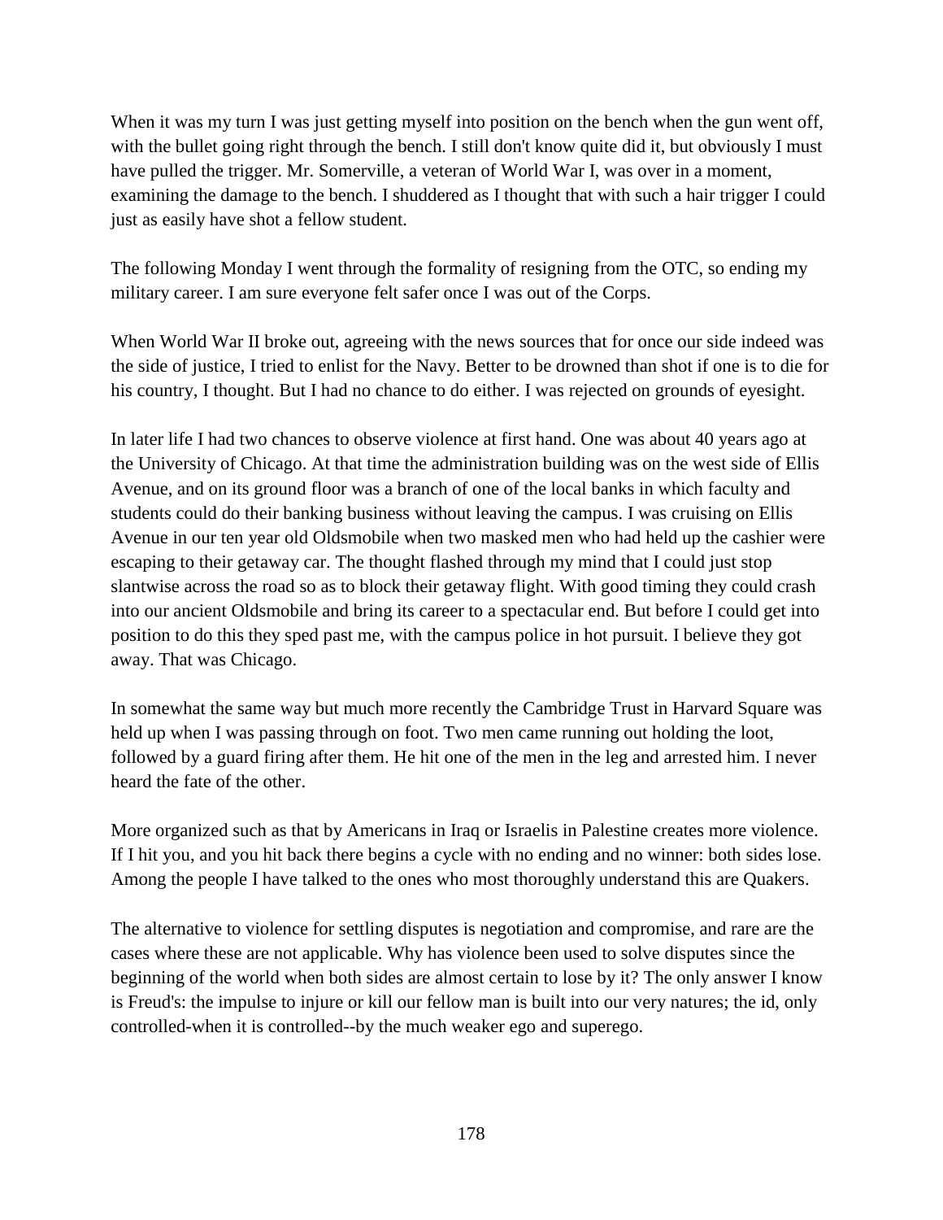When it was my turn I was just getting myself into position on the bench when the gun went off, with the bullet going right through the bench. I still don't know quite did it, but obviously I must have pulled the trigger. Mr. Somerville, a veteran of World War I, was over in a moment, examining the damage to the bench. I shuddered as I thought that with such a hair trigger I could just as easily have shot a fellow student.

The following Monday I went through the formality of resigning from the OTC, so ending my military career. I am sure everyone felt safer once I was out of the Corps.

When World War II broke out, agreeing with the news sources that for once our side indeed was the side of justice, I tried to enlist for the Navy. Better to be drowned than shot if one is to die for his country, I thought. But I had no chance to do either. I was rejected on grounds of eyesight.

In later life I had two chances to observe violence at first hand. One was about 40 years ago at the University of Chicago. At that time the administration building was on the west side of Ellis Avenue, and on its ground floor was a branch of one of the local banks in which faculty and students could do their banking business without leaving the campus. I was cruising on Ellis Avenue in our ten year old Oldsmobile when two masked men who had held up the cashier were escaping to their getaway car. The thought flashed through my mind that I could just stop slantwise across the road so as to block their getaway flight. With good timing they could crash into our ancient Oldsmobile and bring its career to a spectacular end. But before I could get into position to do this they sped past me, with the campus police in hot pursuit. I believe they got away. That was Chicago.

In somewhat the same way but much more recently the Cambridge Trust in Harvard Square was held up when I was passing through on foot. Two men came running out holding the loot, followed by a guard firing after them. He hit one of the men in the leg and arrested him. I never heard the fate of the other.

More organized such as that by Americans in Iraq or Israelis in Palestine creates more violence. If I hit you, and you hit back there begins a cycle with no ending and no winner: both sides lose. Among the people I have talked to the ones who most thoroughly understand this are Quakers.

The alternative to violence for settling disputes is negotiation and compromise, and rare are the cases where these are not applicable. Why has violence been used to solve disputes since the beginning of the world when both sides are almost certain to lose by it? The only answer I know is Freud's: the impulse to injure or kill our fellow man is built into our very natures; the id, only controlled-when it is controlled--by the much weaker ego and superego.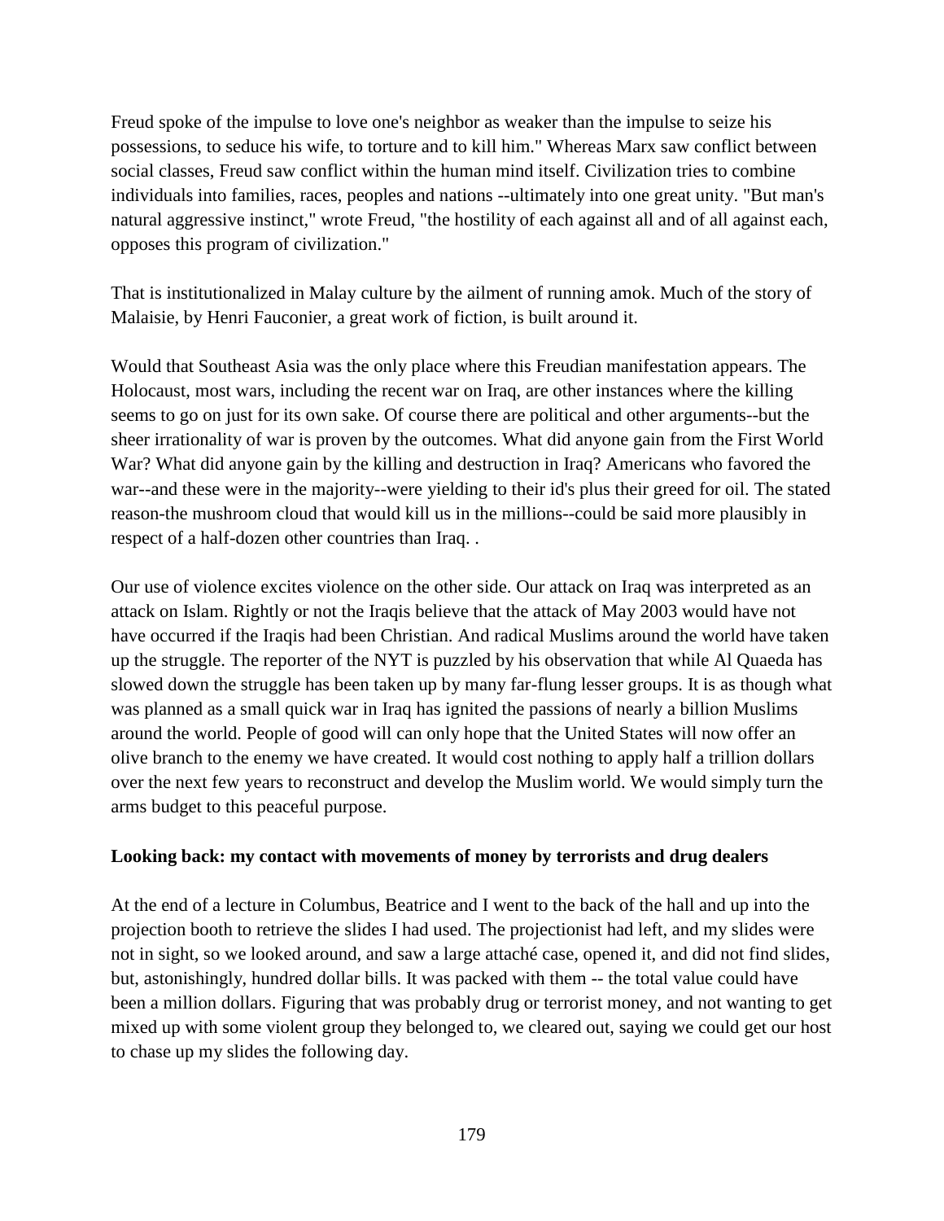Freud spoke of the impulse to love one's neighbor as weaker than the impulse to seize his possessions, to seduce his wife, to torture and to kill him." Whereas Marx saw conflict between social classes, Freud saw conflict within the human mind itself. Civilization tries to combine individuals into families, races, peoples and nations --ultimately into one great unity. "But man's natural aggressive instinct," wrote Freud, "the hostility of each against all and of all against each, opposes this program of civilization."

That is institutionalized in Malay culture by the ailment of running amok. Much of the story of Malaisie, by Henri Fauconier, a great work of fiction, is built around it.

Would that Southeast Asia was the only place where this Freudian manifestation appears. The Holocaust, most wars, including the recent war on Iraq, are other instances where the killing seems to go on just for its own sake. Of course there are political and other arguments--but the sheer irrationality of war is proven by the outcomes. What did anyone gain from the First World War? What did anyone gain by the killing and destruction in Iraq? Americans who favored the war--and these were in the majority--were yielding to their id's plus their greed for oil. The stated reason-the mushroom cloud that would kill us in the millions--could be said more plausibly in respect of a half-dozen other countries than Iraq. .

Our use of violence excites violence on the other side. Our attack on Iraq was interpreted as an attack on Islam. Rightly or not the Iraqis believe that the attack of May 2003 would have not have occurred if the Iraqis had been Christian. And radical Muslims around the world have taken up the struggle. The reporter of the NYT is puzzled by his observation that while Al Quaeda has slowed down the struggle has been taken up by many far-flung lesser groups. It is as though what was planned as a small quick war in Iraq has ignited the passions of nearly a billion Muslims around the world. People of good will can only hope that the United States will now offer an olive branch to the enemy we have created. It would cost nothing to apply half a trillion dollars over the next few years to reconstruct and develop the Muslim world. We would simply turn the arms budget to this peaceful purpose.

**Looking back: my contact with movements of money by terrorists and drug dealers**

At the end of a lecture in Columbus, Beatrice and I went to the back of the hall and up into the projection booth to retrieve the slides I had used. The projectionist had left, and my slides were not in sight, so we looked around, and saw a large attaché case, opened it, and did not find slides, but, astonishingly, hundred dollar bills. It was packed with them -- the total value could have been a million dollars. Figuring that was probably drug or terrorist money, and not wanting to get mixed up with some violent group they belonged to, we cleared out, saying we could get our host to chase up my slides the following day.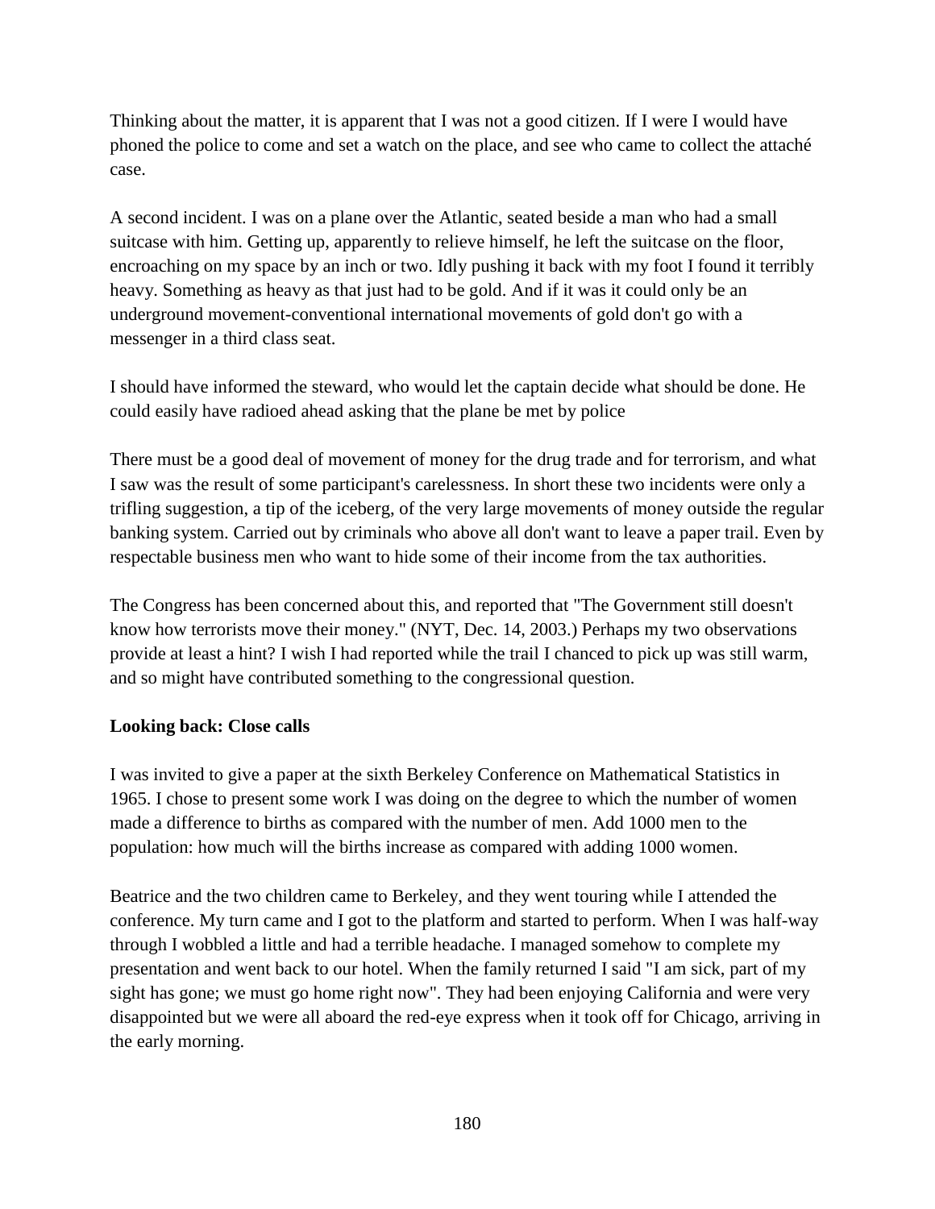Thinking about the matter, it is apparent that I was not a good citizen. If I were I would have phoned the police to come and set a watch on the place, and see who came to collect the attaché case.

A second incident. I was on a plane over the Atlantic, seated beside a man who had a small suitcase with him. Getting up, apparently to relieve himself, he left the suitcase on the floor, encroaching on my space by an inch or two. Idly pushing it back with my foot I found it terribly heavy. Something as heavy as that just had to be gold. And if it was it could only be an underground movement-conventional international movements of gold don't go with a messenger in a third class seat.

I should have informed the steward, who would let the captain decide what should be done. He could easily have radioed ahead asking that the plane be met by police

There must be a good deal of movement of money for the drug trade and for terrorism, and what I saw was the result of some participant's carelessness. In short these two incidents were only a trifling suggestion, a tip of the iceberg, of the very large movements of money outside the regular banking system. Carried out by criminals who above all don't want to leave a paper trail. Even by respectable business men who want to hide some of their income from the tax authorities.

The Congress has been concerned about this, and reported that "The Government still doesn't know how terrorists move their money." (NYT, Dec. 14, 2003.) Perhaps my two observations provide at least a hint? I wish I had reported while the trail I chanced to pick up was still warm, and so might have contributed something to the congressional question.

**Looking back: Close calls**

I was invited to give a paper at the sixth Berkeley Conference on Mathematical Statistics in 1965. I chose to present some work I was doing on the degree to which the number of women made a difference to births as compared with the number of men. Add 1000 men to the population: how much will the births increase as compared with adding 1000 women.

Beatrice and the two children came to Berkeley, and they went touring while I attended the conference. My turn came and I got to the platform and started to perform. When I was half-way through I wobbled a little and had a terrible headache. I managed somehow to complete my presentation and went back to our hotel. When the family returned I said "I am sick, part of my sight has gone; we must go home right now". They had been enjoying California and were very disappointed but we were all aboard the red-eye express when it took off for Chicago, arriving in the early morning.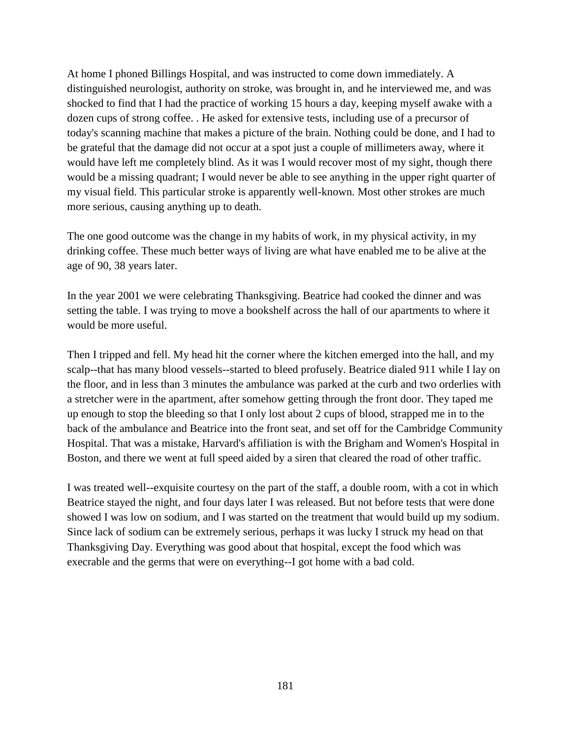At home I phoned Billings Hospital, and was instructed to come down immediately. A distinguished neurologist, authority on stroke, was brought in, and he interviewed me, and was shocked to find that I had the practice of working 15 hours a day, keeping myself awake with a dozen cups of strong coffee. . He asked for extensive tests, including use of a precursor of today's scanning machine that makes a picture of the brain. Nothing could be done, and I had to be grateful that the damage did not occur at a spot just a couple of millimeters away, where it would have left me completely blind. As it was I would recover most of my sight, though there would be a missing quadrant; I would never be able to see anything in the upper right quarter of my visual field. This particular stroke is apparently well-known. Most other strokes are much more serious, causing anything up to death.

The one good outcome was the change in my habits of work, in my physical activity, in my drinking coffee. These much better ways of living are what have enabled me to be alive at the age of 90, 38 years later.

In the year 2001 we were celebrating Thanksgiving. Beatrice had cooked the dinner and was setting the table. I was trying to move a bookshelf across the hall of our apartments to where it would be more useful.

Then I tripped and fell. My head hit the corner where the kitchen emerged into the hall, and my scalp--that has many blood vessels--started to bleed profusely. Beatrice dialed 911 while I lay on the floor, and in less than 3 minutes the ambulance was parked at the curb and two orderlies with a stretcher were in the apartment, after somehow getting through the front door. They taped me up enough to stop the bleeding so that I only lost about 2 cups of blood, strapped me in to the back of the ambulance and Beatrice into the front seat, and set off for the Cambridge Community Hospital. That was a mistake, Harvard's affiliation is with the Brigham and Women's Hospital in Boston, and there we went at full speed aided by a siren that cleared the road of other traffic.

I was treated well--exquisite courtesy on the part of the staff, a double room, with a cot in which Beatrice stayed the night, and four days later I was released. But not before tests that were done showed I was low on sodium, and I was started on the treatment that would build up my sodium. Since lack of sodium can be extremely serious, perhaps it was lucky I struck my head on that Thanksgiving Day. Everything was good about that hospital, except the food which was execrable and the germs that were on everything--I got home with a bad cold.